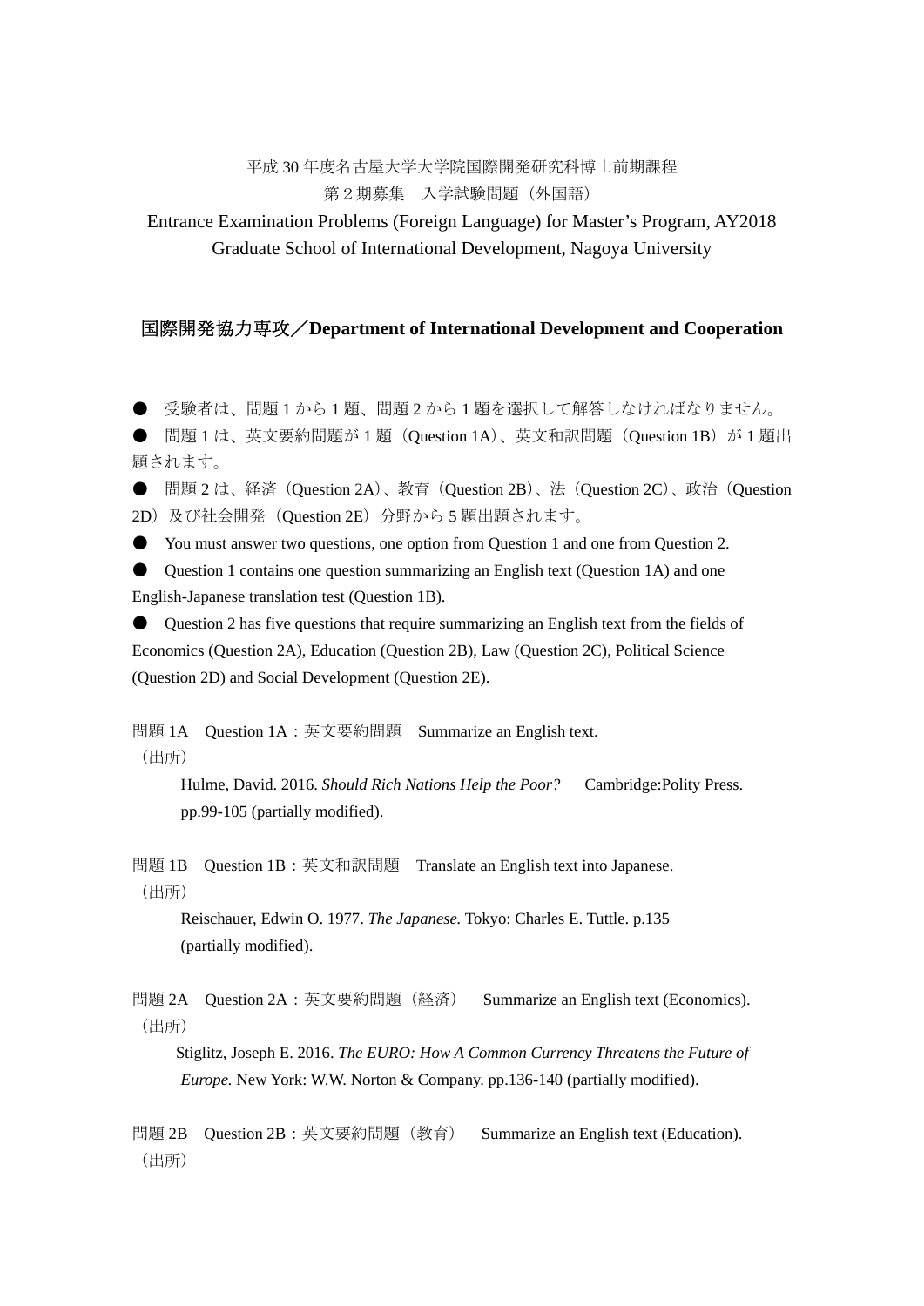平成 30 年度名古屋大学大学院国際開発研究科博士前期課程

第２期募集　入学試験問題（外国語）

Entrance Examination Problems (Foreign Language) for Master's Program, AY2018

Graduate School of International Development, Nagoya University

## 国際開発協力専攻／Department of International Development and Cooperation

● 受験者は、問題 1 から 1 題、問題 2 から 1 題を選択して解答しなければなりません。

● 問題 1 は、英文要約問題が 1 題（Question 1A）、英文和訳問題（Question 1B）が 1 題出題されます。

● 問題 2 は、経済（Question 2A）、教育（Question 2B）、法（Question 2C）、政治（Question 2D）及び社会開発（Question 2E）分野から 5 題出題されます。

● You must answer two questions, one option from Question 1 and one from Question 2.

● Question 1 contains one question summarizing an English text (Question 1A) and one English-Japanese translation test (Question 1B).

● Question 2 has five questions that require summarizing an English text from the fields of Economics (Question 2A), Education (Question 2B), Law (Question 2C), Political Science (Question 2D) and Social Development (Question 2E).

問題 1A　Question 1A：英文要約問題　Summarize an English text.

（出所）

Hulme, David. 2016. *Should Rich Nations Help the Poor?*　Cambridge:Polity Press. pp.99-105 (partially modified).

問題 1B　Question 1B：英文和訳問題　Translate an English text into Japanese.

（出所）

Reischauer, Edwin O. 1977. *The Japanese.* Tokyo: Charles E. Tuttle. p.135 (partially modified).

問題 2A　Question 2A：英文要約問題（経済）　Summarize an English text (Economics).

（出所）

Stiglitz, Joseph E. 2016. *The EURO: How A Common Currency Threatens the Future of Europe.* New York: W.W. Norton & Company. pp.136-140 (partially modified).

問題 2B　Question 2B：英文要約問題（教育）　Summarize an English text (Education).

（出所）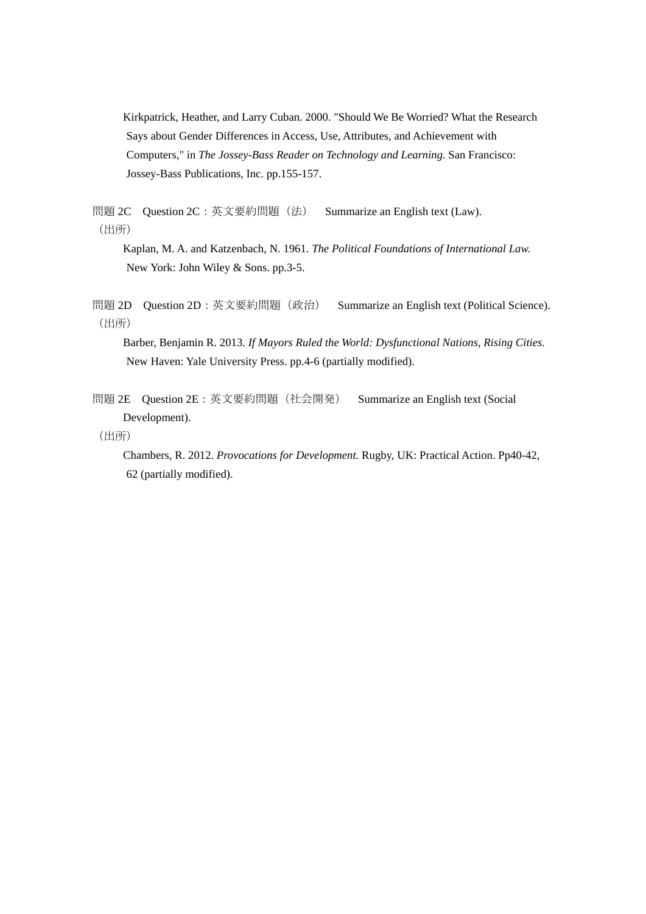Kirkpatrick, Heather, and Larry Cuban. 2000. "Should We Be Worried? What the Research Says about Gender Differences in Access, Use, Attributes, and Achievement with Computers," in *The Jossey-Bass Reader on Technology and Learning.* San Francisco: Jossey-Bass Publications, Inc. pp.155-157.

問題 2C　Question 2C：英文要約問題（法）　Summarize an English text (Law).

（出所）

Kaplan, M. A. and Katzenbach, N. 1961. *The Political Foundations of International Law.* New York: John Wiley & Sons. pp.3-5.

問題 2D　Question 2D：英文要約問題（政治）　Summarize an English text (Political Science).

（出所）

Barber, Benjamin R. 2013. *If Mayors Ruled the World: Dysfunctional Nations, Rising Cities.* New Haven: Yale University Press. pp.4-6 (partially modified).

問題 2E　Question 2E：英文要約問題（社会開発）　Summarize an English text (Social Development).

（出所）

Chambers, R. 2012. *Provocations for Development.* Rugby, UK: Practical Action. Pp40-42, 62 (partially modified).